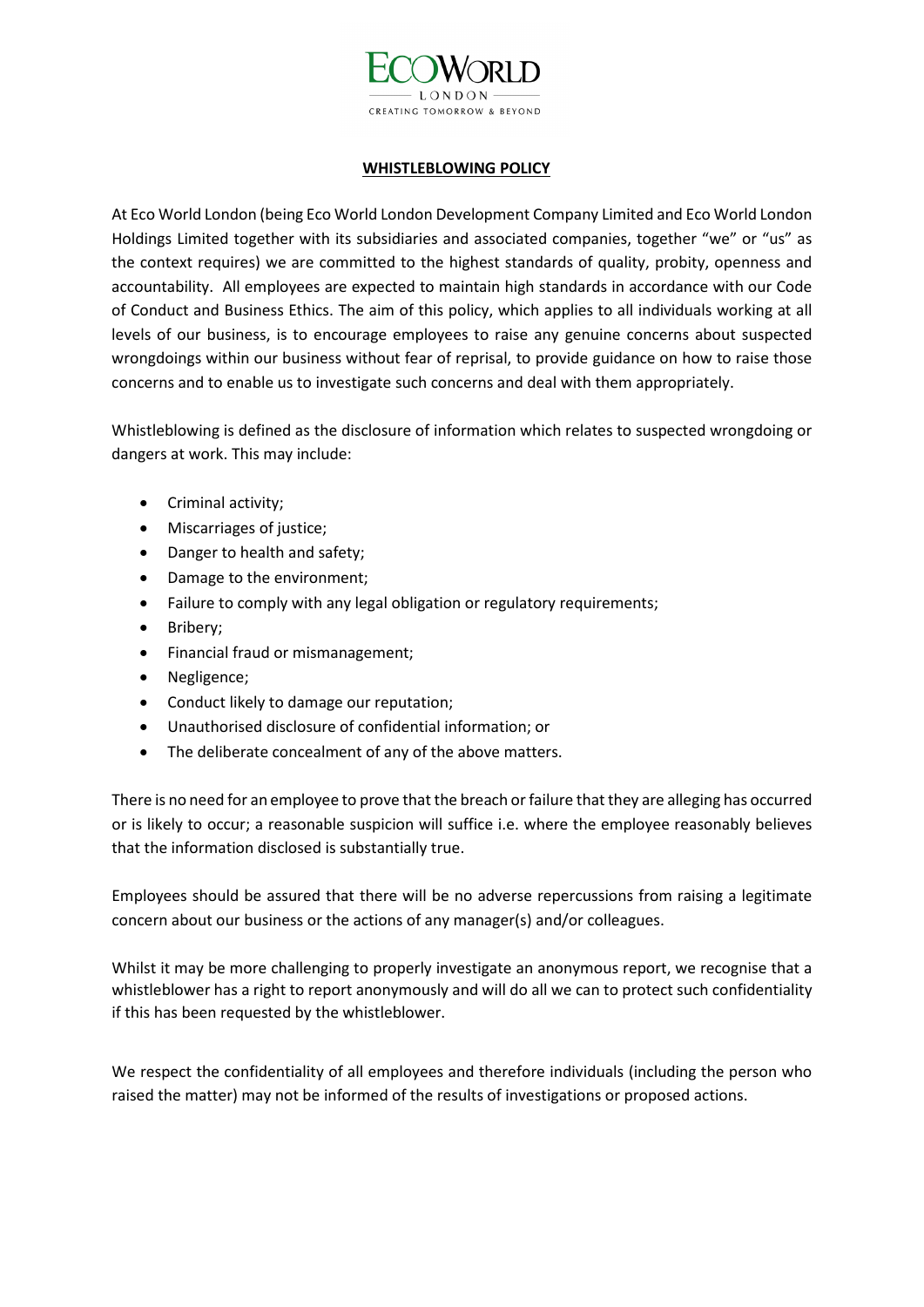# WHISTLEBLOWING POLICY

At Eco World London (being Eco World London Development Company Limited and Eco World London Holdings Limited together with its subsidiaries and associated companies, together "we" or "us" as the context requires) we are committed to the highest standards of quality, probity, openness and accountability. All employees are expected to maintain high standards in accordance with our Code of Conduct and Business Ethics. The aim of this policy, which applies to all individuals working at all levels of our business, is to encourage employees to raise any genuine concerns about suspected wrongdoings within our business without fear of reprisal, to provide guidance on how to raise those concerns and to enable us to investigate such concerns and deal with them appropriately.

Whistleblowing is defined as the disclosure of information which relates to suspected wrongdoing or dangers at work. This may include:

- Criminal activity;
- Miscarriages of justice;
- Danger to health and safety;
- Damage to the environment;
- Failure to comply with any legal obligation or regulatory requirements;
- Bribery;
- Financial fraud or mismanagement;
- Negligence;
- Conduct likely to damage our reputation;
- Unauthorised disclosure of confidential information; or
- The deliberate concealment of any of the above matters.

There is no need for an employee to prove that the breach or failure that they are alleging has occurred or is likely to occur; a reasonable suspicion will suffice i.e. where the employee reasonably believes that the information disclosed is substantially true.

Employees should be assured that there will be no adverse repercussions from raising a legitimate concern about our business or the actions of any manager(s) and/or colleagues.

Whilst it may be more challenging to properly investigate an anonymous report, we recognise that a whistleblower has a right to report anonymously and will do all we can to protect such confidentiality if this has been requested by the whistleblower.

We respect the confidentiality of all employees and therefore individuals (including the person who raised the matter) may not be informed of the results of investigations or proposed actions.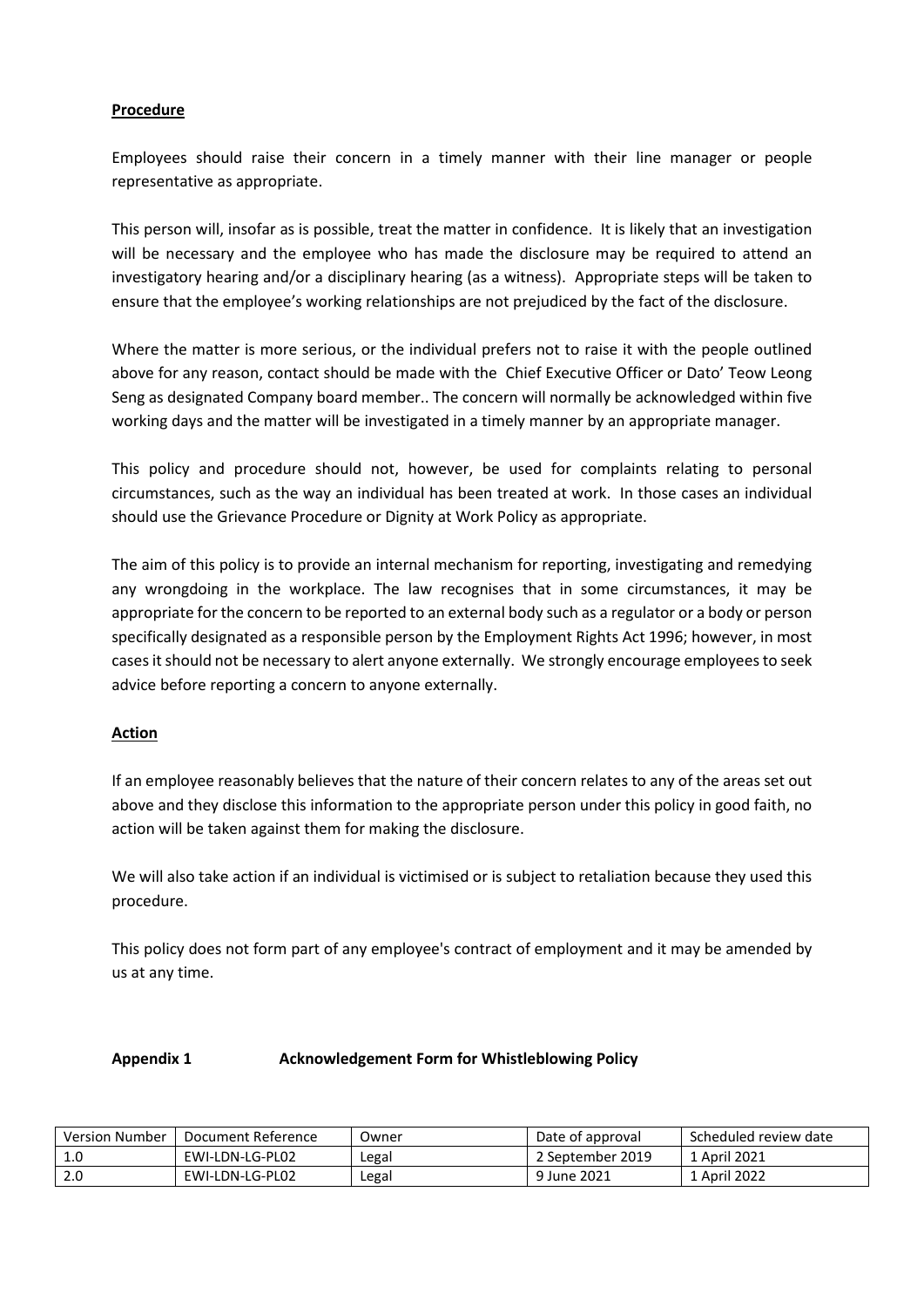**Procedure**

Employees should raise their concern in a timely manner with their line manager or people representative as appropriate.

This person will, insofar as is possible, treat the matter in confidence. It is likely that an investigation will be necessary and the employee who has made the disclosure may be required to attend an investigatory hearing and/or a disciplinary hearing (as a witness). Appropriate steps will be taken to ensure that the employee's working relationships are not prejudiced by the fact of the disclosure.

Where the matter is more serious, or the individual prefers not to raise it with the people outlined above for any reason, contact should be made with the Chief Executive Officer or Dato' Teow Leong Seng as designated Company board member.. The concern will normally be acknowledged within five working days and the matter will be investigated in a timely manner by an appropriate manager.

This policy and procedure should not, however, be used for complaints relating to personal circumstances, such as the way an individual has been treated at work. In those cases an individual should use the Grievance Procedure or Dignity at Work Policy as appropriate.

The aim of this policy is to provide an internal mechanism for reporting, investigating and remedying any wrongdoing in the workplace. The law recognises that in some circumstances, it may be appropriate for the concern to be reported to an external body such as a regulator or a body or person specifically designated as a responsible person by the Employment Rights Act 1996; however, in most cases it should not be necessary to alert anyone externally. We strongly encourage employees to seek advice before reporting a concern to anyone externally.

**Action**

If an employee reasonably believes that the nature of their concern relates to any of the areas set out above and they disclose this information to the appropriate person under this policy in good faith, no action will be taken against them for making the disclosure.

We will also take action if an individual is victimised or is subject to retaliation because they used this procedure.

This policy does not form part of any employee's contract of employment and it may be amended by us at any time.

**Appendix 1 Acknowledgement Form for Whistleblowing Policy**

| Version Number | Document Reference | Owner | Date of approval | Scheduled review date |
|---|---|---|---|---|
| 1.0 | EWI-LDN-LG-PL02 | Legal | 2 September 2019 | 1 April 2021 |
| 2.0 | EWI-LDN-LG-PL02 | Legal | 9 June 2021 | 1 April 2022 |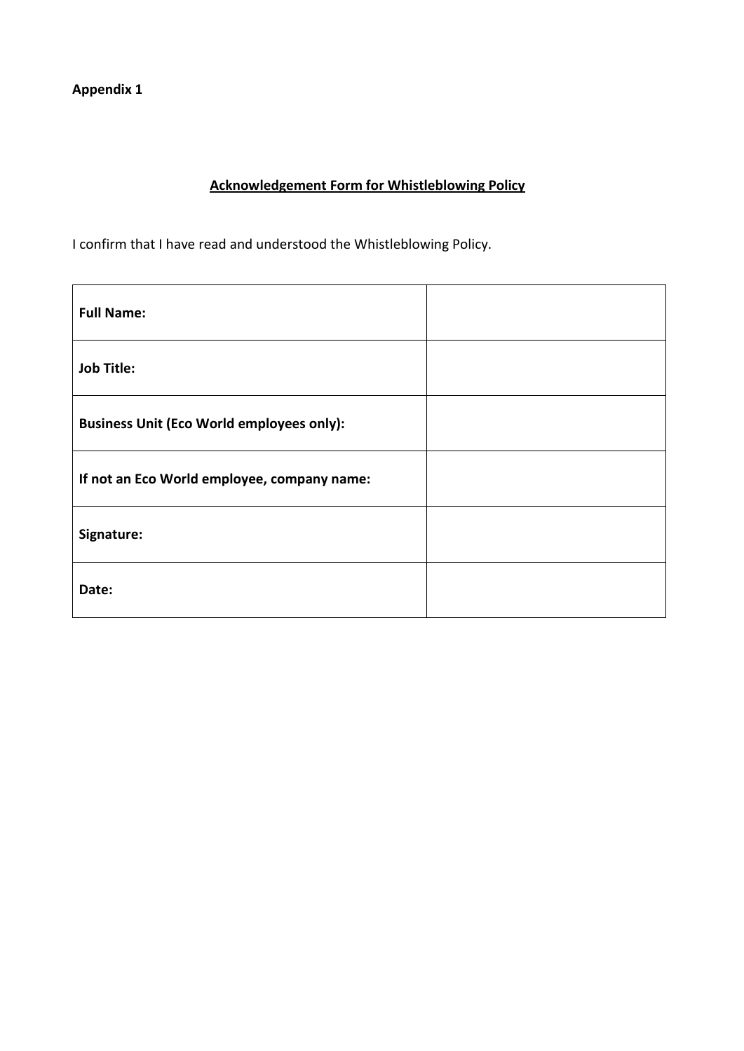**Appendix 1**

## Acknowledgement Form for Whistleblowing Policy

I confirm that I have read and understood the Whistleblowing Policy.

| | |
|---|---|
| **Full Name:** | |
| **Job Title:** | |
| **Business Unit (Eco World employees only):** | |
| **If not an Eco World employee, company name:** | |
| **Signature:** | |
| **Date:** | |